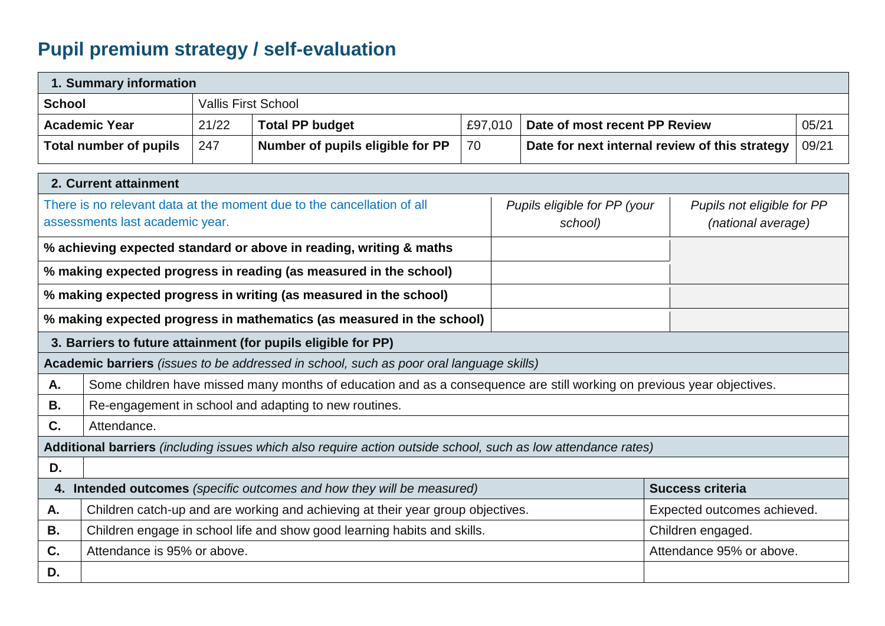# Pupil premium strategy / self-evaluation

| 1. Summary information | | | | | |
|---|---|---|---|---|---|
| **School** | Vallis First School | | | | |
| **Academic Year** | 21/22 | **Total PP budget** | £97,010 | **Date of most recent PP Review** | 05/21 |
| **Total number of pupils** | 247 | **Number of pupils eligible for PP** | 70 | **Date for next internal review of this strategy** | 09/21 |

| 2. Current attainment | | |
|---|---|---|
| There is no relevant data at the moment due to the cancellation of all assessments last academic year. | *Pupils eligible for PP (your school)* | *Pupils not eligible for PP (national average)* |
| **% achieving expected standard or above in reading, writing & maths** | | |
| **% making expected progress in reading (as measured in the school)** | | |
| **% making expected progress in writing (as measured in the school)** | | |
| **% making expected progress in mathematics (as measured in the school)** | | |

| 3. Barriers to future attainment (for pupils eligible for PP) | |
|---|---|
| **Academic barriers** *(issues to be addressed in school, such as poor oral language skills)* | |
| **A.** | Some children have missed many months of education and as a consequence are still working on previous year objectives. |
| **B.** | Re-engagement in school and adapting to new routines. |
| **C.** | Attendance. |
| **Additional barriers** *(including issues which also require action outside school, such as low attendance rates)* | |
| **D.** | |

| 4. Intended outcomes *(specific outcomes and how they will be measured)* | | Success criteria |
|---|---|---|
| **A.** | Children catch-up and are working and achieving at their year group objectives. | Expected outcomes achieved. |
| **B.** | Children engage in school life and show good learning habits and skills. | Children engaged. |
| **C.** | Attendance is 95% or above. | Attendance 95% or above. |
| **D.** | | |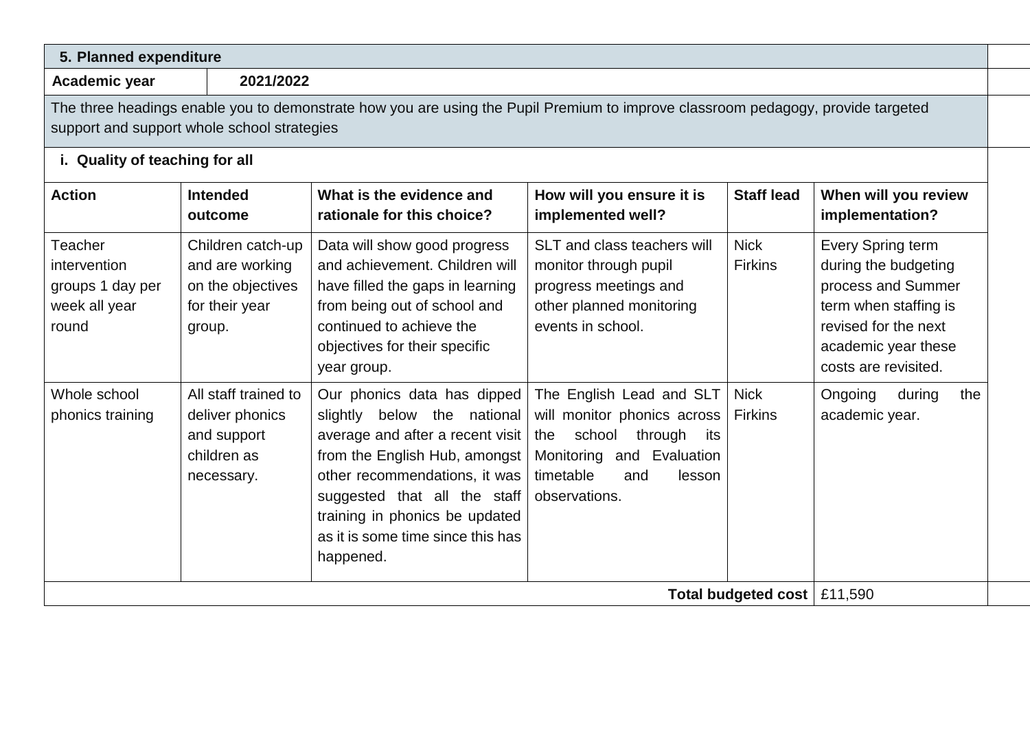## 5. Planned expenditure

| **Academic year** | **2021/2022** |
|---|---|

The three headings enable you to demonstrate how you are using the Pupil Premium to improve classroom pedagogy, provide targeted support and support whole school strategies

### i. Quality of teaching for all

| Action | Intended outcome | What is the evidence and rationale for this choice? | How will you ensure it is implemented well? | Staff lead | When will you review implementation? |
|---|---|---|---|---|---|
| Teacher intervention groups 1 day per week all year round | Children catch-up and are working on the objectives for their year group. | Data will show good progress and achievement. Children will have filled the gaps in learning from being out of school and continued to achieve the objectives for their specific year group. | SLT and class teachers will monitor through pupil progress meetings and other planned monitoring events in school. | Nick Firkins | Every Spring term during the budgeting process and Summer term when staffing is revised for the next academic year these costs are revisited. |
| Whole school phonics training | All staff trained to deliver phonics and support children as necessary. | Our phonics data has dipped slightly below the national average and after a recent visit from the English Hub, amongst other recommendations, it was suggested that all the staff training in phonics be updated as it is some time since this has happened. | The English Lead and SLT will monitor phonics across the school through its Monitoring and Evaluation timetable and lesson observations. | Nick Firkins | Ongoing during the academic year. |
| | | | | **Total budgeted cost** | £11,590 |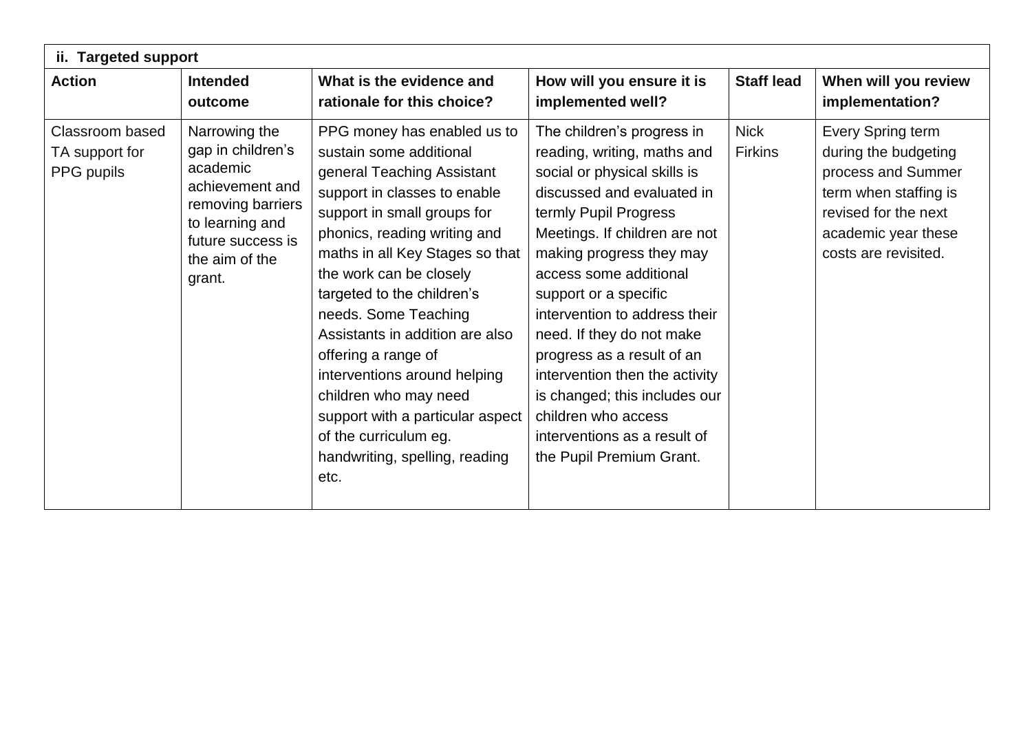| **ii. Targeted support** | | | | | |
|---|---|---|---|---|---|
| **Action** | **Intended outcome** | **What is the evidence and rationale for this choice?** | **How will you ensure it is implemented well?** | **Staff lead** | **When will you review implementation?** |
| Classroom based TA support for PPG pupils | Narrowing the gap in children's academic achievement and removing barriers to learning and future success is the aim of the grant. | PPG money has enabled us to sustain some additional general Teaching Assistant support in classes to enable support in small groups for phonics, reading writing and maths in all Key Stages so that the work can be closely targeted to the children's needs. Some Teaching Assistants in addition are also offering a range of interventions around helping children who may need support with a particular aspect of the curriculum eg. handwriting, spelling, reading etc. | The children's progress in reading, writing, maths and social or physical skills is discussed and evaluated in termly Pupil Progress Meetings. If children are not making progress they may access some additional support or a specific intervention to address their need. If they do not make progress as a result of an intervention then the activity is changed; this includes our children who access interventions as a result of the Pupil Premium Grant. | Nick Firkins | Every Spring term during the budgeting process and Summer term when staffing is revised for the next academic year these costs are revisited. |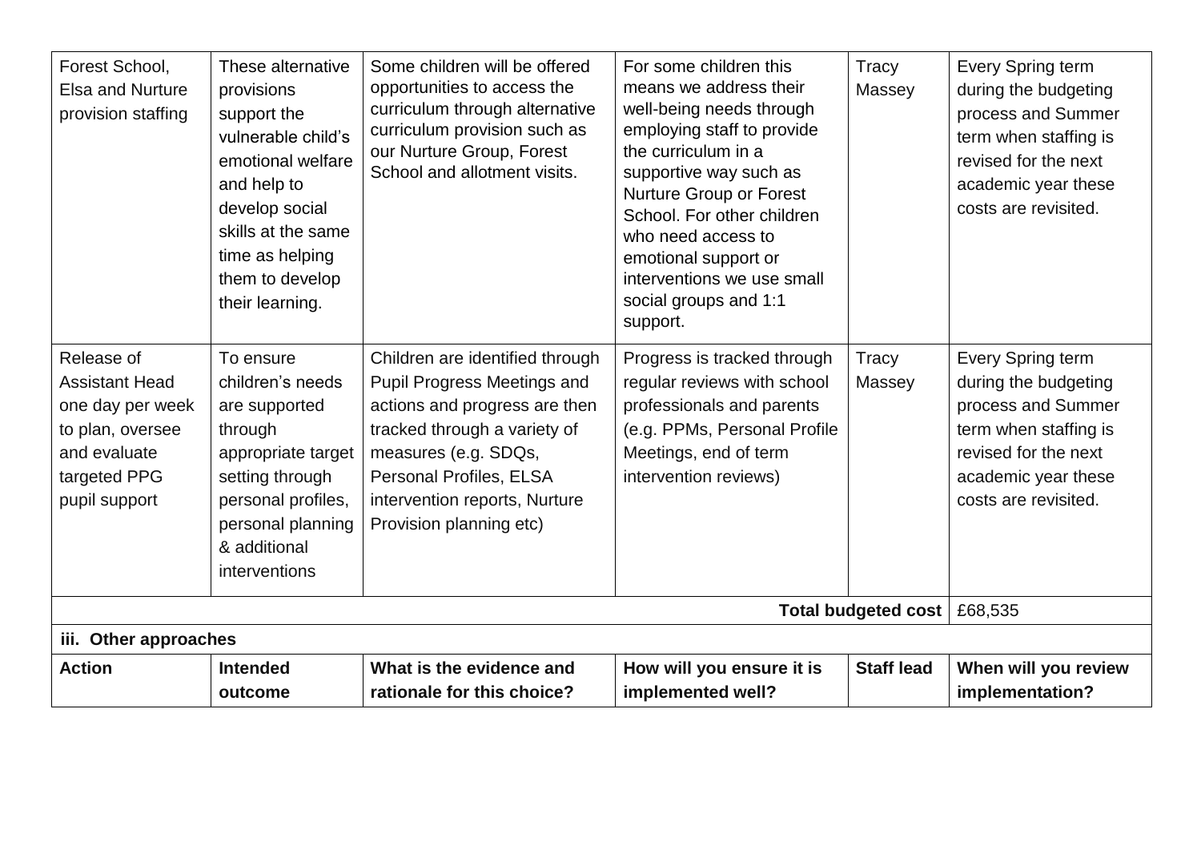| Forest School, Elsa and Nurture provision staffing | These alternative provisions support the vulnerable child's emotional welfare and help to develop social skills at the same time as helping them to develop their learning. | Some children will be offered opportunities to access the curriculum through alternative curriculum provision such as our Nurture Group, Forest School and allotment visits. | For some children this means we address their well-being needs through employing staff to provide the curriculum in a supportive way such as Nurture Group or Forest School. For other children who need access to emotional support or interventions we use small social groups and 1:1 support. | Tracy Massey | Every Spring term during the budgeting process and Summer term when staffing is revised for the next academic year these costs are revisited. |
|---|---|---|---|---|---|
| Release of Assistant Head one day per week to plan, oversee and evaluate targeted PPG pupil support | To ensure children's needs are supported through appropriate target setting through personal profiles, personal planning & additional interventions | Children are identified through Pupil Progress Meetings and actions and progress are then tracked through a variety of measures (e.g. SDQs, Personal Profiles, ELSA intervention reports, Nurture Provision planning etc) | Progress is tracked through regular reviews with school professionals and parents (e.g. PPMs, Personal Profile Meetings, end of term intervention reviews) | Tracy Massey | Every Spring term during the budgeting process and Summer term when staffing is revised for the next academic year these costs are revisited. |
| | | | | **Total budgeted cost** | £68,535 |
| **iii. Other approaches** | | | | | |
| **Action** | **Intended outcome** | **What is the evidence and rationale for this choice?** | **How will you ensure it is implemented well?** | **Staff lead** | **When will you review implementation?** |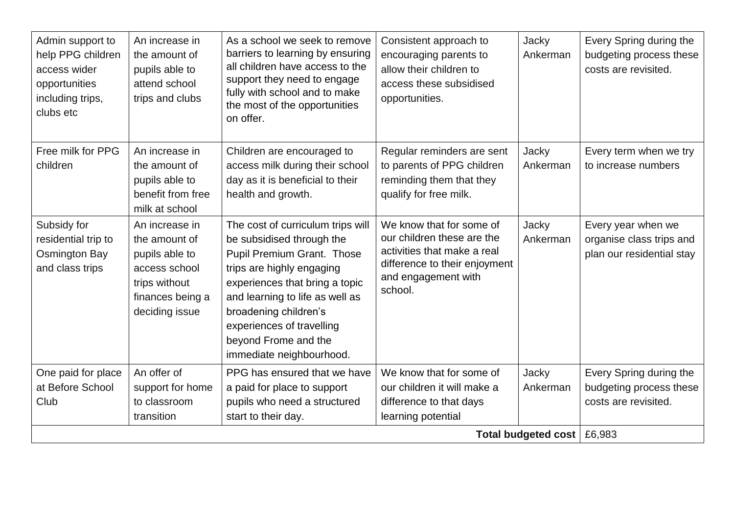| | | | | | |
|---|---|---|---|---|---|
| Admin support to help PPG children access wider opportunities including trips, clubs etc | An increase in the amount of pupils able to attend school trips and clubs | As a school we seek to remove barriers to learning by ensuring all children have access to the support they need to engage fully with school and to make the most of the opportunities on offer. | Consistent approach to encouraging parents to allow their children to access these subsidised opportunities. | Jacky Ankerman | Every Spring during the budgeting process these costs are revisited. |
| Free milk for PPG children | An increase in the amount of pupils able to benefit from free milk at school | Children are encouraged to access milk during their school day as it is beneficial to their health and growth. | Regular reminders are sent to parents of PPG children reminding them that they qualify for free milk. | Jacky Ankerman | Every term when we try to increase numbers |
| Subsidy for residential trip to Osmington Bay and class trips | An increase in the amount of pupils able to access school trips without finances being a deciding issue | The cost of curriculum trips will be subsidised through the Pupil Premium Grant. Those trips are highly engaging experiences that bring a topic and learning to life as well as broadening children's experiences of travelling beyond Frome and the immediate neighbourhood. | We know that for some of our children these are the activities that make a real difference to their enjoyment and engagement with school. | Jacky Ankerman | Every year when we organise class trips and plan our residential stay |
| One paid for place at Before School Club | An offer of support for home to classroom transition | PPG has ensured that we have a paid for place to support pupils who need a structured start to their day. | We know that for some of our children it will make a difference to that days learning potential | Jacky Ankerman | Every Spring during the budgeting process these costs are revisited. |
| | | | | **Total budgeted cost** | £6,983 |